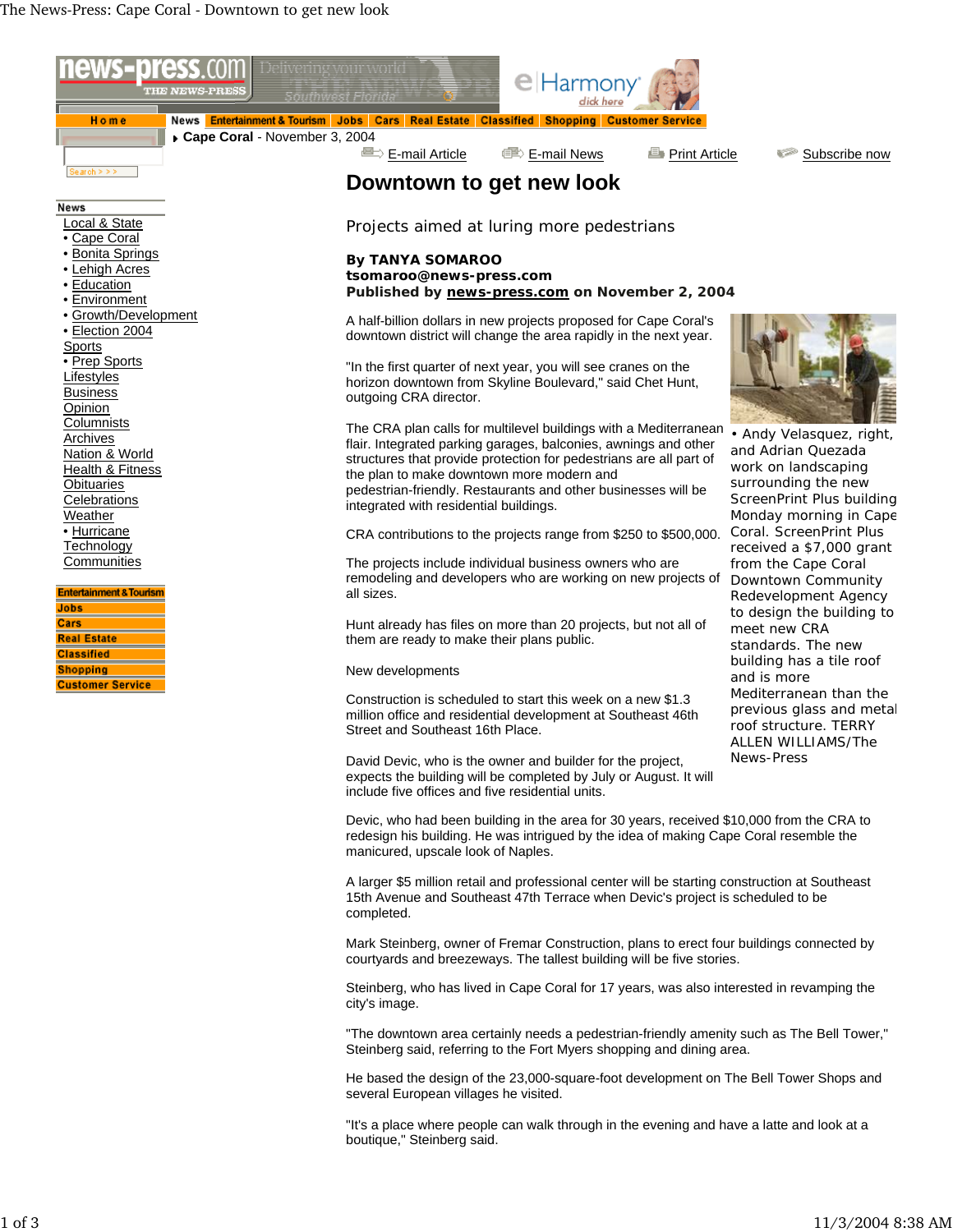# Downtown to get new look

Projects aimed at luring more pedestrians

**By TANYA SOMAROO**
**tsomaroo@news-press.com**
**Published by news-press.com on November 2, 2004**

A half-billion dollars in new projects proposed for Cape Coral's downtown district will change the area rapidly in the next year.

"In the first quarter of next year, you will see cranes on the horizon downtown from Skyline Boulevard," said Chet Hunt, outgoing CRA director.

The CRA plan calls for multilevel buildings with a Mediterranean flair. Integrated parking garages, balconies, awnings and other structures that provide protection for pedestrians are all part of the plan to make downtown more modern and pedestrian-friendly. Restaurants and other businesses will be integrated with residential buildings.

CRA contributions to the projects range from $250 to $500,000.

The projects include individual business owners who are remodeling and developers who are working on new projects of all sizes.

Hunt already has files on more than 20 projects, but not all of them are ready to make their plans public.

• Andy Velasquez, right, and Adrian Quezada work on landscaping surrounding the new ScreenPrint Plus building Monday morning in Cape Coral. ScreenPrint Plus received a $7,000 grant from the Cape Coral Downtown Community Redevelopment Agency to design the building to meet new CRA standards. The new building has a tile roof and is more Mediterranean than the previous glass and metal roof structure. TERRY ALLEN WILLIAMS/The News-Press

New developments

Construction is scheduled to start this week on a new $1.3 million office and residential development at Southeast 46th Street and Southeast 16th Place.

David Devic, who is the owner and builder for the project, expects the building will be completed by July or August. It will include five offices and five residential units.

Devic, who had been building in the area for 30 years, received $10,000 from the CRA to redesign his building. He was intrigued by the idea of making Cape Coral resemble the manicured, upscale look of Naples.

A larger $5 million retail and professional center will be starting construction at Southeast 15th Avenue and Southeast 47th Terrace when Devic's project is scheduled to be completed.

Mark Steinberg, owner of Fremar Construction, plans to erect four buildings connected by courtyards and breezeways. The tallest building will be five stories.

Steinberg, who has lived in Cape Coral for 17 years, was also interested in revamping the city's image.

"The downtown area certainly needs a pedestrian-friendly amenity such as The Bell Tower," Steinberg said, referring to the Fort Myers shopping and dining area.

He based the design of the 23,000-square-foot development on The Bell Tower Shops and several European villages he visited.

"It's a place where people can walk through in the evening and have a latte and look at a boutique," Steinberg said.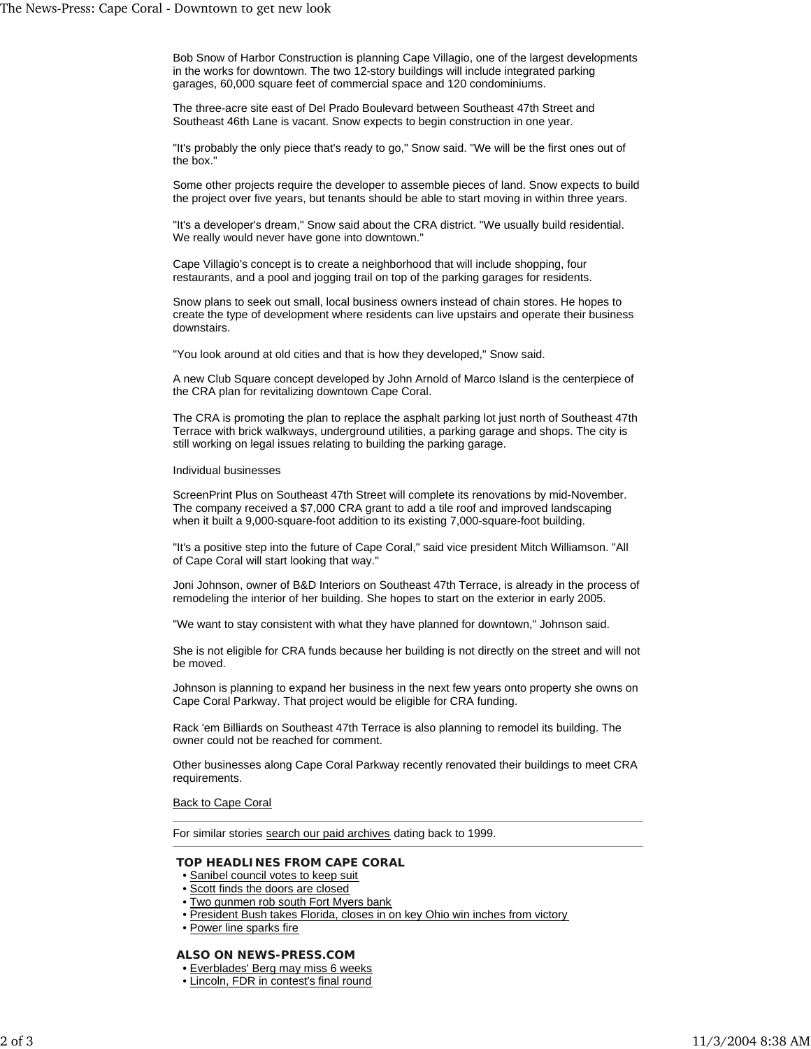Bob Snow of Harbor Construction is planning Cape Villagio, one of the largest developments in the works for downtown. The two 12-story buildings will include integrated parking garages, 60,000 square feet of commercial space and 120 condominiums.

The three-acre site east of Del Prado Boulevard between Southeast 47th Street and Southeast 46th Lane is vacant. Snow expects to begin construction in one year.

"It's probably the only piece that's ready to go," Snow said. "We will be the first ones out of the box."

Some other projects require the developer to assemble pieces of land. Snow expects to build the project over five years, but tenants should be able to start moving in within three years.

"It's a developer's dream," Snow said about the CRA district. "We usually build residential. We really would never have gone into downtown."

Cape Villagio's concept is to create a neighborhood that will include shopping, four restaurants, and a pool and jogging trail on top of the parking garages for residents.

Snow plans to seek out small, local business owners instead of chain stores. He hopes to create the type of development where residents can live upstairs and operate their business downstairs.

"You look around at old cities and that is how they developed," Snow said.

A new Club Square concept developed by John Arnold of Marco Island is the centerpiece of the CRA plan for revitalizing downtown Cape Coral.

The CRA is promoting the plan to replace the asphalt parking lot just north of Southeast 47th Terrace with brick walkways, underground utilities, a parking garage and shops. The city is still working on legal issues relating to building the parking garage.

Individual businesses

ScreenPrint Plus on Southeast 47th Street will complete its renovations by mid-November. The company received a $7,000 CRA grant to add a tile roof and improved landscaping when it built a 9,000-square-foot addition to its existing 7,000-square-foot building.

"It's a positive step into the future of Cape Coral," said vice president Mitch Williamson. "All of Cape Coral will start looking that way."

Joni Johnson, owner of B&D Interiors on Southeast 47th Terrace, is already in the process of remodeling the interior of her building. She hopes to start on the exterior in early 2005.

"We want to stay consistent with what they have planned for downtown," Johnson said.

She is not eligible for CRA funds because her building is not directly on the street and will not be moved.

Johnson is planning to expand her business in the next few years onto property she owns on Cape Coral Parkway. That project would be eligible for CRA funding.

Rack 'em Billiards on Southeast 47th Terrace is also planning to remodel its building. The owner could not be reached for comment.

Other businesses along Cape Coral Parkway recently renovated their buildings to meet CRA requirements.

Back to Cape Coral

---

For similar stories search our paid archives dating back to 1999.

---

**TOP HEADLINES FROM CAPE CORAL**

- Sanibel council votes to keep suit
- Scott finds the doors are closed
- Two gunmen rob south Fort Myers bank
- President Bush takes Florida, closes in on key Ohio win inches from victory
- Power line sparks fire

**ALSO ON NEWS-PRESS.COM**

- Everblades' Berg may miss 6 weeks
- Lincoln, FDR in contest's final round